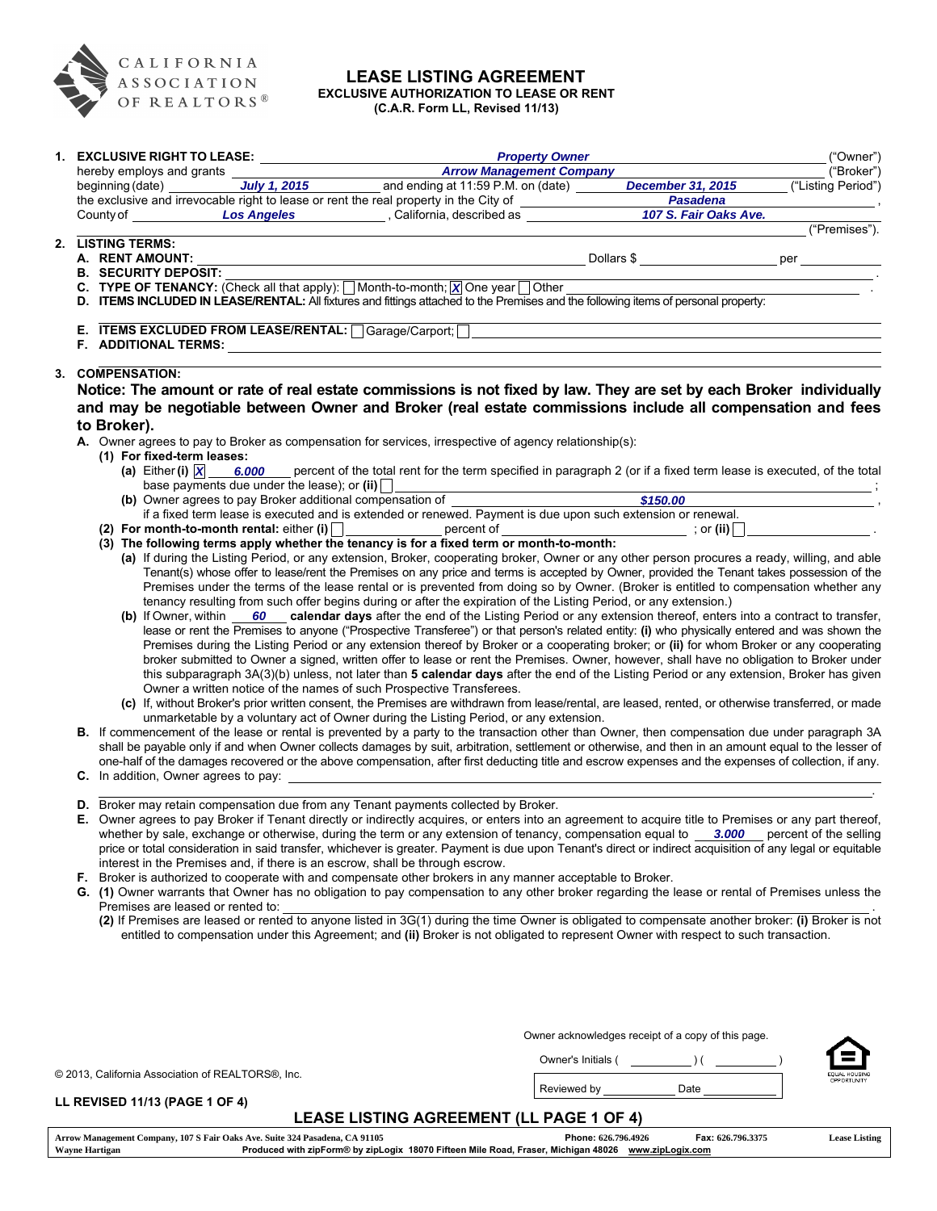CALIFORNIA ASSOCIATION OF REALTORS®

# LEASE LISTING AGREEMENT

**EXCLUSIVE AUTHORIZATION TO LEASE OR RENT**
**(C.A.R. Form LL, Revised 11/13)**

1. **EXCLUSIVE RIGHT TO LEASE:** *Property Owner* ("Owner") hereby employs and grants *Arrow Management Company* ("Broker") beginning (date) *July 1, 2015* and ending at 11:59 P.M. on (date) *December 31, 2015* ("Listing Period") the exclusive and irrevocable right to lease or rent the real property in the City of *Pasadena*, County of *Los Angeles*, California, described as *107 S. Fair Oaks Ave.* ("Premises").

2. **LISTING TERMS:**
   - **A. RENT AMOUNT:** ______ Dollars $ ______ per ______
   - **B. SECURITY DEPOSIT:** ______
   - **C. TYPE OF TENANCY:** (Check all that apply): ☐ Month-to-month; ☒ One year ☐ Other ______.
   - **D. ITEMS INCLUDED IN LEASE/RENTAL:** All fixtures and fittings attached to the Premises and the following items of personal property: ______
   - **E. ITEMS EXCLUDED FROM LEASE/RENTAL:** ☐ Garage/Carport; ☐ ______
   - **F. ADDITIONAL TERMS:** ______

3. **COMPENSATION:**

   **Notice: The amount or rate of real estate commissions is not fixed by law. They are set by each Broker individually and may be negotiable between Owner and Broker (real estate commissions include all compensation and fees to Broker).**

   **A.** Owner agrees to pay to Broker as compensation for services, irrespective of agency relationship(s):
   - **(1) For fixed-term leases:**
     - **(a)** Either **(i)** ☒ *6.000* percent of the total rent for the term specified in paragraph 2 (or if a fixed term lease is executed, of the total base payments due under the lease); or **(ii)** ☐ ______;
     - **(b)** Owner agrees to pay Broker additional compensation of *$150.00*, if a fixed term lease is executed and is extended or renewed. Payment is due upon such extension or renewal.
   - **(2) For month-to-month rental:** either **(i)** ☐ ______ percent of ______; or **(ii)** ☐ ______.
   - **(3) The following terms apply whether the tenancy is for a fixed term or month-to-month:**
     - **(a)** If during the Listing Period, or any extension, Broker, cooperating broker, Owner or any other person procures a ready, willing, and able Tenant(s) whose offer to lease/rent the Premises on any price and terms is accepted by Owner, provided the Tenant takes possession of the Premises under the terms of the lease rental or is prevented from doing so by Owner. (Broker is entitled to compensation whether any tenancy resulting from such offer begins during or after the expiration of the Listing Period, or any extension.)
     - **(b)** If Owner, within *60* **calendar days** after the end of the Listing Period or any extension thereof, enters into a contract to transfer, lease or rent the Premises to anyone ("Prospective Transferee") or that person's related entity: **(i)** who physically entered and was shown the Premises during the Listing Period or any extension thereof by Broker or a cooperating broker; or **(ii)** for whom Broker or any cooperating broker submitted to Owner a signed, written offer to lease or rent the Premises. Owner, however, shall have no obligation to Broker under this subparagraph 3A(3)(b) unless, not later than **5 calendar days** after the end of the Listing Period or any extension, Broker has given Owner a written notice of the names of such Prospective Transferees.
     - **(c)** If, without Broker's prior written consent, the Premises are withdrawn from lease/rental, are leased, rented, or otherwise transferred, or made unmarketable by a voluntary act of Owner during the Listing Period, or any extension.

   **B.** If commencement of the lease or rental is prevented by a party to the transaction other than Owner, then compensation due under paragraph 3A shall be payable only if and when Owner collects damages by suit, arbitration, settlement or otherwise, and then in an amount equal to the lesser of one-half of the damages recovered or the above compensation, after first deducting title and escrow expenses and the expenses of collection, if any.

   **C.** In addition, Owner agrees to pay: ______.

   **D.** Broker may retain compensation due from any Tenant payments collected by Broker.

   **E.** Owner agrees to pay Broker if Tenant directly or indirectly acquires, or enters into an agreement to acquire title to Premises or any part thereof, whether by sale, exchange or otherwise, during the term or any extension of tenancy, compensation equal to *3.000* percent of the selling price or total consideration in said transfer, whichever is greater. Payment is due upon Tenant's direct or indirect acquisition of any legal or equitable interest in the Premises and, if there is an escrow, shall be through escrow.

   **F.** Broker is authorized to cooperate with and compensate other brokers in any manner acceptable to Broker.

   **G.** **(1)** Owner warrants that Owner has no obligation to pay compensation to any other broker regarding the lease or rental of Premises unless the Premises are leased or rented to: ______.
   **(2)** If Premises are leased or rented to anyone listed in 3G(1) during the time Owner is obligated to compensate another broker: **(i)** Broker is not entitled to compensation under this Agreement; and **(ii)** Broker is not obligated to represent Owner with respect to such transaction.

© 2013, California Association of REALTORS®, Inc.

Owner acknowledges receipt of a copy of this page.

Owner's Initials ( ______ ) ( ______ )

Reviewed by ______ Date ______

Arrow Management Company, 107 S Fair Oaks Ave. Suite 324 Pasadena, CA 91105 — Phone: 626.796.4926 — Fax: 626.796.3375 — Lease Listing
Wayne Hartigan — Produced with zipForm® by zipLogix 18070 Fifteen Mile Road, Fraser, Michigan 48026 www.zipLogix.com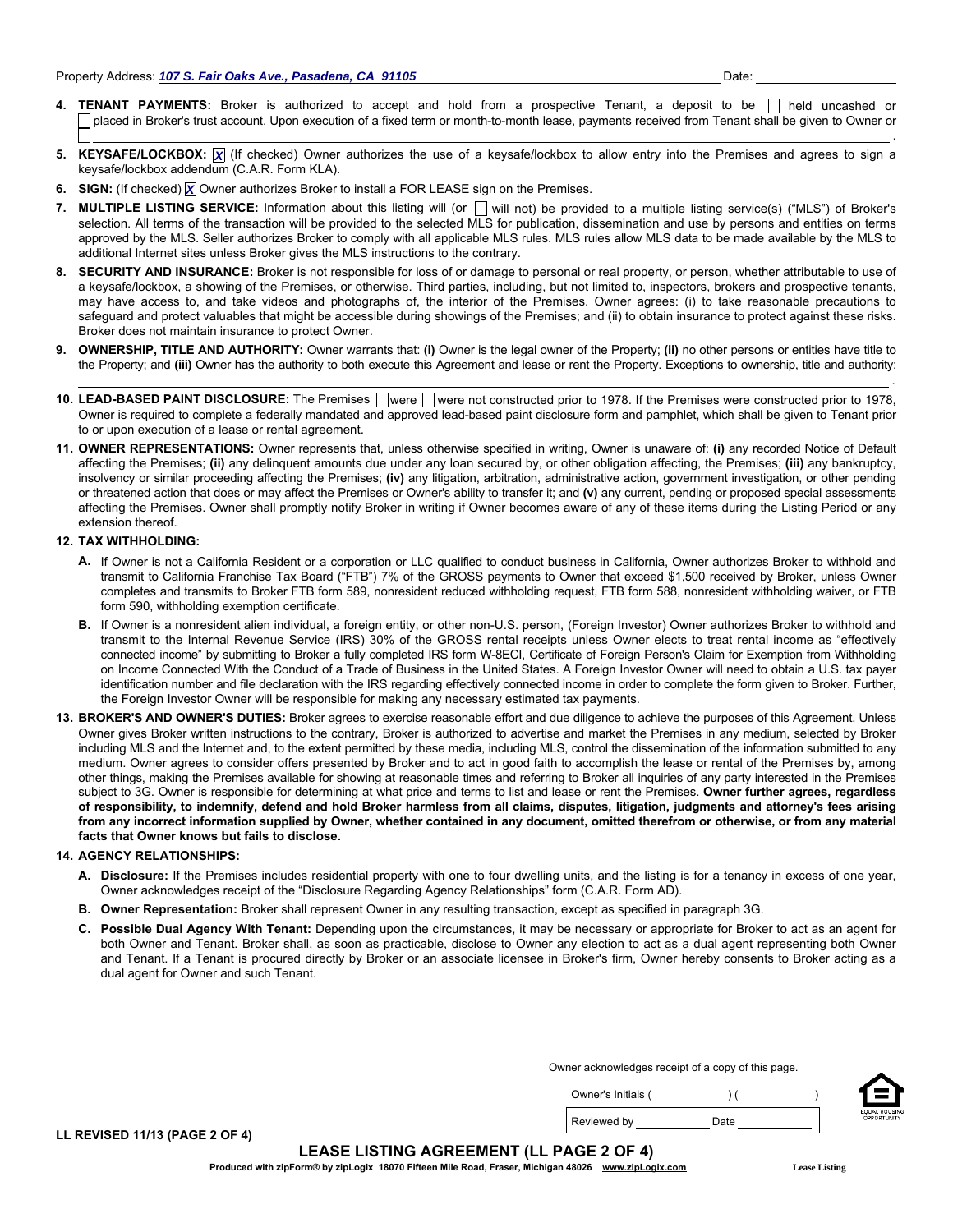Property Address: ***107 S. Fair Oaks Ave., Pasadena, CA 91105*** Date: \_\_\_\_\_\_\_\_\_\_

**4. TENANT PAYMENTS:** Broker is authorized to accept and hold from a prospective Tenant, a deposit to be ☐ held uncashed or ☐ placed in Broker's trust account. Upon execution of a fixed term or month-to-month lease, payments received from Tenant shall be given to Owner or ☐ \_\_\_\_\_\_\_\_\_\_\_\_\_\_\_\_\_\_\_\_\_\_\_\_\_\_\_\_\_\_\_\_\_\_\_\_\_\_\_\_ .

**5. KEYSAFE/LOCKBOX:** ☒ (If checked) Owner authorizes the use of a keysafe/lockbox to allow entry into the Premises and agrees to sign a keysafe/lockbox addendum (C.A.R. Form KLA).

**6. SIGN:** (If checked) ☒ Owner authorizes Broker to install a FOR LEASE sign on the Premises.

**7. MULTIPLE LISTING SERVICE:** Information about this listing will (or ☐ will not) be provided to a multiple listing service(s) ("MLS") of Broker's selection. All terms of the transaction will be provided to the selected MLS for publication, dissemination and use by persons and entities on terms approved by the MLS. Seller authorizes Broker to comply with all applicable MLS rules. MLS rules allow MLS data to be made available by the MLS to additional Internet sites unless Broker gives the MLS instructions to the contrary.

**8. SECURITY AND INSURANCE:** Broker is not responsible for loss of or damage to personal or real property, or person, whether attributable to use of a keysafe/lockbox, a showing of the Premises, or otherwise. Third parties, including, but not limited to, inspectors, brokers and prospective tenants, may have access to, and take videos and photographs of, the interior of the Premises. Owner agrees: (i) to take reasonable precautions to safeguard and protect valuables that might be accessible during showings of the Premises; and (ii) to obtain insurance to protect against these risks. Broker does not maintain insurance to protect Owner.

**9. OWNERSHIP, TITLE AND AUTHORITY:** Owner warrants that: **(i)** Owner is the legal owner of the Property; **(ii)** no other persons or entities have title to the Property; and **(iii)** Owner has the authority to both execute this Agreement and lease or rent the Property. Exceptions to ownership, title and authority: \_\_\_\_\_\_\_\_\_\_\_\_\_\_\_\_\_\_\_\_\_\_\_\_\_\_\_\_\_\_\_\_\_\_\_\_\_\_\_\_ .

**10. LEAD-BASED PAINT DISCLOSURE:** The Premises ☐ were ☐ were not constructed prior to 1978. If the Premises were constructed prior to 1978, Owner is required to complete a federally mandated and approved lead-based paint disclosure form and pamphlet, which shall be given to Tenant prior to or upon execution of a lease or rental agreement.

**11. OWNER REPRESENTATIONS:** Owner represents that, unless otherwise specified in writing, Owner is unaware of: **(i)** any recorded Notice of Default affecting the Premises; **(ii)** any delinquent amounts due under any loan secured by, or other obligation affecting, the Premises; **(iii)** any bankruptcy, insolvency or similar proceeding affecting the Premises; **(iv)** any litigation, arbitration, administrative action, government investigation, or other pending or threatened action that does or may affect the Premises or Owner's ability to transfer it; and **(v)** any current, pending or proposed special assessments affecting the Premises. Owner shall promptly notify Broker in writing if Owner becomes aware of any of these items during the Listing Period or any extension thereof.

**12. TAX WITHHOLDING:**

**A.** If Owner is not a California Resident or a corporation or LLC qualified to conduct business in California, Owner authorizes Broker to withhold and transmit to California Franchise Tax Board ("FTB") 7% of the GROSS payments to Owner that exceed $1,500 received by Broker, unless Owner completes and transmits to Broker FTB form 589, nonresident reduced withholding request, FTB form 588, nonresident withholding waiver, or FTB form 590, withholding exemption certificate.

**B.** If Owner is a nonresident alien individual, a foreign entity, or other non-U.S. person, (Foreign Investor) Owner authorizes Broker to withhold and transmit to the Internal Revenue Service (IRS) 30% of the GROSS rental receipts unless Owner elects to treat rental income as "effectively connected income" by submitting to Broker a fully completed IRS form W-8ECI, Certificate of Foreign Person's Claim for Exemption from Withholding on Income Connected With the Conduct of a Trade of Business in the United States. A Foreign Investor Owner will need to obtain a U.S. tax payer identification number and file declaration with the IRS regarding effectively connected income in order to complete the form given to Broker. Further, the Foreign Investor Owner will be responsible for making any necessary estimated tax payments.

**13. BROKER'S AND OWNER'S DUTIES:** Broker agrees to exercise reasonable effort and due diligence to achieve the purposes of this Agreement. Unless Owner gives Broker written instructions to the contrary, Broker is authorized to advertise and market the Premises in any medium, selected by Broker including MLS and the Internet and, to the extent permitted by these media, including MLS, control the dissemination of the information submitted to any medium. Owner agrees to consider offers presented by Broker and to act in good faith to accomplish the lease or rental of the Premises by, among other things, making the Premises available for showing at reasonable times and referring to Broker all inquiries of any party interested in the Premises subject to 3G. Owner is responsible for determining at what price and terms to list and lease or rent the Premises. **Owner further agrees, regardless of responsibility, to indemnify, defend and hold Broker harmless from all claims, disputes, litigation, judgments and attorney's fees arising from any incorrect information supplied by Owner, whether contained in any document, omitted therefrom or otherwise, or from any material facts that Owner knows but fails to disclose.**

**14. AGENCY RELATIONSHIPS:**

**A. Disclosure:** If the Premises includes residential property with one to four dwelling units, and the listing is for a tenancy in excess of one year, Owner acknowledges receipt of the "Disclosure Regarding Agency Relationships" form (C.A.R. Form AD).

**B. Owner Representation:** Broker shall represent Owner in any resulting transaction, except as specified in paragraph 3G.

**C. Possible Dual Agency With Tenant:** Depending upon the circumstances, it may be necessary or appropriate for Broker to act as an agent for both Owner and Tenant. Broker shall, as soon as practicable, disclose to Owner any election to act as a dual agent representing both Owner and Tenant. If a Tenant is procured directly by Broker or an associate licensee in Broker's firm, Owner hereby consents to Broker acting as a dual agent for Owner and such Tenant.

Owner acknowledges receipt of a copy of this page.

Owner's Initials ( \_\_\_\_\_\_\_\_ ) ( \_\_\_\_\_\_\_\_ )

Reviewed by \_\_\_\_\_\_\_\_ Date \_\_\_\_\_\_\_\_

LL REVISED 11/13 (PAGE 2 OF 4)

**LEASE LISTING AGREEMENT (LL PAGE 2 OF 4)**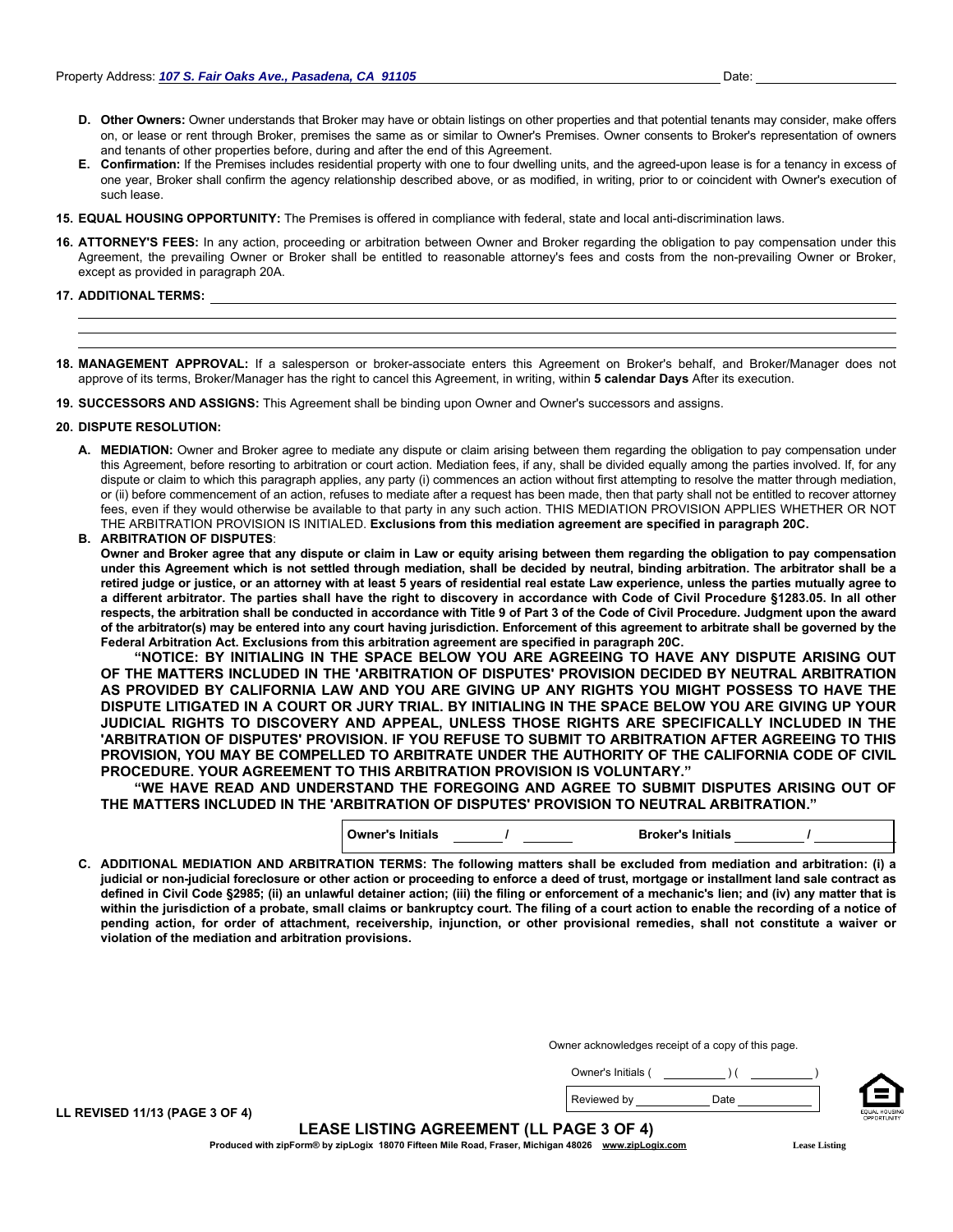Property Address: ***107 S. Fair Oaks Ave., Pasadena, CA 91105*** Date: ____________________

**D. Other Owners:** Owner understands that Broker may have or obtain listings on other properties and that potential tenants may consider, make offers on, or lease or rent through Broker, premises the same as or similar to Owner's Premises. Owner consents to Broker's representation of owners and tenants of other properties before, during and after the end of this Agreement.

**E. Confirmation:** If the Premises includes residential property with one to four dwelling units, and the agreed-upon lease is for a tenancy in excess of one year, Broker shall confirm the agency relationship described above, or as modified, in writing, prior to or coincident with Owner's execution of such lease.

**15. EQUAL HOUSING OPPORTUNITY:** The Premises is offered in compliance with federal, state and local anti-discrimination laws.

**16. ATTORNEY'S FEES:** In any action, proceeding or arbitration between Owner and Broker regarding the obligation to pay compensation under this Agreement, the prevailing Owner or Broker shall be entitled to reasonable attorney's fees and costs from the non-prevailing Owner or Broker, except as provided in paragraph 20A.

**17. ADDITIONAL TERMS:** ____________________________________________

**18. MANAGEMENT APPROVAL:** If a salesperson or broker-associate enters this Agreement on Broker's behalf, and Broker/Manager does not approve of its terms, Broker/Manager has the right to cancel this Agreement, in writing, within **5 calendar Days** After its execution.

**19. SUCCESSORS AND ASSIGNS:** This Agreement shall be binding upon Owner and Owner's successors and assigns.

**20. DISPUTE RESOLUTION:**

**A. MEDIATION:** Owner and Broker agree to mediate any dispute or claim arising between them regarding the obligation to pay compensation under this Agreement, before resorting to arbitration or court action. Mediation fees, if any, shall be divided equally among the parties involved. If, for any dispute or claim to which this paragraph applies, any party (i) commences an action without first attempting to resolve the matter through mediation, or (ii) before commencement of an action, refuses to mediate after a request has been made, then that party shall not be entitled to recover attorney fees, even if they would otherwise be available to that party in any such action. THIS MEDIATION PROVISION APPLIES WHETHER OR NOT THE ARBITRATION PROVISION IS INITIALED. **Exclusions from this mediation agreement are specified in paragraph 20C.**

**B. ARBITRATION OF DISPUTES:**

**Owner and Broker agree that any dispute or claim in Law or equity arising between them regarding the obligation to pay compensation under this Agreement which is not settled through mediation, shall be decided by neutral, binding arbitration. The arbitrator shall be a retired judge or justice, or an attorney with at least 5 years of residential real estate Law experience, unless the parties mutually agree to a different arbitrator. The parties shall have the right to discovery in accordance with Code of Civil Procedure §1283.05. In all other respects, the arbitration shall be conducted in accordance with Title 9 of Part 3 of the Code of Civil Procedure. Judgment upon the award of the arbitrator(s) may be entered into any court having jurisdiction. Enforcement of this agreement to arbitrate shall be governed by the Federal Arbitration Act. Exclusions from this arbitration agreement are specified in paragraph 20C.**

**"NOTICE: BY INITIALING IN THE SPACE BELOW YOU ARE AGREEING TO HAVE ANY DISPUTE ARISING OUT OF THE MATTERS INCLUDED IN THE 'ARBITRATION OF DISPUTES' PROVISION DECIDED BY NEUTRAL ARBITRATION AS PROVIDED BY CALIFORNIA LAW AND YOU ARE GIVING UP ANY RIGHTS YOU MIGHT POSSESS TO HAVE THE DISPUTE LITIGATED IN A COURT OR JURY TRIAL. BY INITIALING IN THE SPACE BELOW YOU ARE GIVING UP YOUR JUDICIAL RIGHTS TO DISCOVERY AND APPEAL, UNLESS THOSE RIGHTS ARE SPECIFICALLY INCLUDED IN THE 'ARBITRATION OF DISPUTES' PROVISION. IF YOU REFUSE TO SUBMIT TO ARBITRATION AFTER AGREEING TO THIS PROVISION, YOU MAY BE COMPELLED TO ARBITRATE UNDER THE AUTHORITY OF THE CALIFORNIA CODE OF CIVIL PROCEDURE. YOUR AGREEMENT TO THIS ARBITRATION PROVISION IS VOLUNTARY."**

**"WE HAVE READ AND UNDERSTAND THE FOREGOING AND AGREE TO SUBMIT DISPUTES ARISING OUT OF THE MATTERS INCLUDED IN THE 'ARBITRATION OF DISPUTES' PROVISION TO NEUTRAL ARBITRATION."**

**Owner's Initials** _______ / _______ **Broker's Initials** _______ / _______

**C. ADDITIONAL MEDIATION AND ARBITRATION TERMS: The following matters shall be excluded from mediation and arbitration: (i) a judicial or non-judicial foreclosure or other action or proceeding to enforce a deed of trust, mortgage or installment land sale contract as defined in Civil Code §2985; (ii) an unlawful detainer action; (iii) the filing or enforcement of a mechanic's lien; and (iv) any matter that is within the jurisdiction of a probate, small claims or bankruptcy court. The filing of a court action to enable the recording of a notice of pending action, for order of attachment, receivership, injunction, or other provisional remedies, shall not constitute a waiver or violation of the mediation and arbitration provisions.**

Owner acknowledges receipt of a copy of this page.

Owner's Initials ( _________ ) ( _________ )

Reviewed by ___________ Date ___________

LL REVISED 11/13 (PAGE 3 OF 4)

**LEASE LISTING AGREEMENT (LL PAGE 3 OF 4)**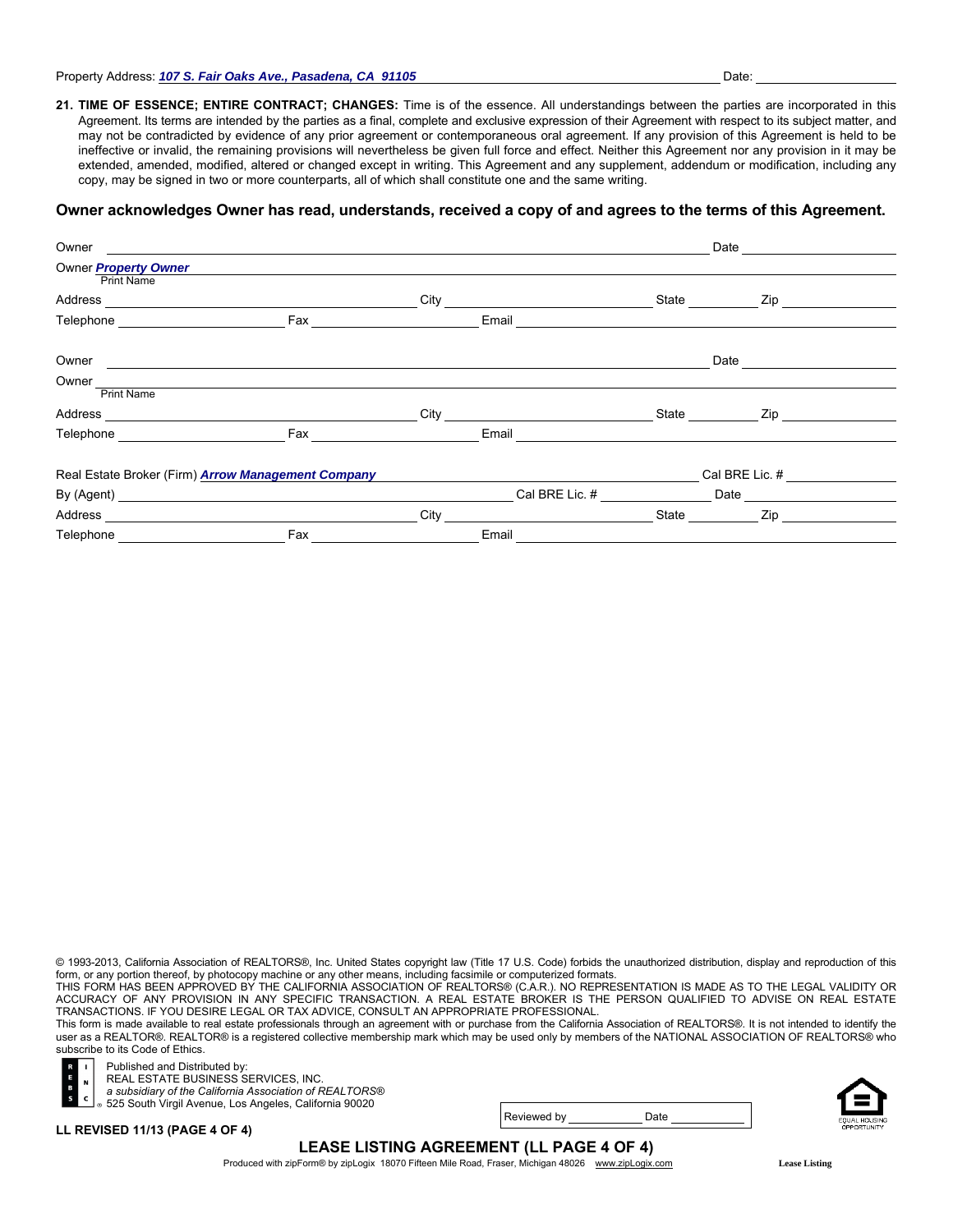Property Address: ***107 S. Fair Oaks Ave., Pasadena, CA 91105*** Date: \_\_\_\_\_\_\_\_\_\_\_\_\_\_\_\_\_\_\_\_

**21. TIME OF ESSENCE; ENTIRE CONTRACT; CHANGES:** Time is of the essence. All understandings between the parties are incorporated in this Agreement. Its terms are intended by the parties as a final, complete and exclusive expression of their Agreement with respect to its subject matter, and may not be contradicted by evidence of any prior agreement or contemporaneous oral agreement. If any provision of this Agreement is held to be ineffective or invalid, the remaining provisions will nevertheless be given full force and effect. Neither this Agreement nor any provision in it may be extended, amended, modified, altered or changed except in writing. This Agreement and any supplement, addendum or modification, including any copy, may be signed in two or more counterparts, all of which shall constitute one and the same writing.

**Owner acknowledges Owner has read, understands, received a copy of and agrees to the terms of this Agreement.**

Owner \_\_\_\_\_\_\_\_\_\_\_\_\_\_\_\_\_\_\_\_\_\_\_\_\_\_\_\_\_\_\_\_\_\_\_\_\_\_\_\_ Date \_\_\_\_\_\_\_\_\_\_\_\_\_\_\_\_\_\_\_\_

Owner ***Property Owner***
Print Name

Address \_\_\_\_\_\_\_\_\_\_\_\_\_\_\_\_\_\_\_\_ City \_\_\_\_\_\_\_\_\_\_\_\_\_\_\_\_\_\_\_\_ State \_\_\_\_\_\_\_\_ Zip \_\_\_\_\_\_\_\_\_\_

Telephone \_\_\_\_\_\_\_\_\_\_\_\_\_\_\_\_ Fax \_\_\_\_\_\_\_\_\_\_\_\_\_\_\_\_ Email \_\_\_\_\_\_\_\_\_\_\_\_\_\_\_\_\_\_\_\_\_\_\_\_\_\_\_\_

Owner \_\_\_\_\_\_\_\_\_\_\_\_\_\_\_\_\_\_\_\_\_\_\_\_\_\_\_\_\_\_\_\_\_\_\_\_\_\_\_\_ Date \_\_\_\_\_\_\_\_\_\_\_\_\_\_\_\_\_\_\_\_

Owner \_\_\_\_\_\_\_\_\_\_\_\_\_\_\_\_\_\_\_\_\_\_\_\_\_\_\_\_\_\_\_\_\_\_\_\_\_\_\_\_
Print Name

Address \_\_\_\_\_\_\_\_\_\_\_\_\_\_\_\_\_\_\_\_ City \_\_\_\_\_\_\_\_\_\_\_\_\_\_\_\_\_\_\_\_ State \_\_\_\_\_\_\_\_ Zip \_\_\_\_\_\_\_\_\_\_

Telephone \_\_\_\_\_\_\_\_\_\_\_\_\_\_\_\_ Fax \_\_\_\_\_\_\_\_\_\_\_\_\_\_\_\_ Email \_\_\_\_\_\_\_\_\_\_\_\_\_\_\_\_\_\_\_\_\_\_\_\_\_\_\_\_

Real Estate Broker (Firm) ***Arrow Management Company*** Cal BRE Lic. # \_\_\_\_\_\_\_\_\_\_\_\_\_\_\_\_

By (Agent) \_\_\_\_\_\_\_\_\_\_\_\_\_\_\_\_\_\_\_\_\_\_\_\_\_\_\_\_\_\_\_\_ Cal BRE Lic. # \_\_\_\_\_\_\_\_\_\_\_\_\_\_\_\_ Date \_\_\_\_\_\_\_\_\_\_\_\_\_\_\_\_\_\_\_\_

Address \_\_\_\_\_\_\_\_\_\_\_\_\_\_\_\_\_\_\_\_ City \_\_\_\_\_\_\_\_\_\_\_\_\_\_\_\_\_\_\_\_ State \_\_\_\_\_\_\_\_ Zip \_\_\_\_\_\_\_\_\_\_

Telephone \_\_\_\_\_\_\_\_\_\_\_\_\_\_\_\_ Fax \_\_\_\_\_\_\_\_\_\_\_\_\_\_\_\_ Email \_\_\_\_\_\_\_\_\_\_\_\_\_\_\_\_\_\_\_\_\_\_\_\_\_\_\_\_

© 1993-2013, California Association of REALTORS®, Inc. United States copyright law (Title 17 U.S. Code) forbids the unauthorized distribution, display and reproduction of this form, or any portion thereof, by photocopy machine or any other means, including facsimile or computerized formats.
THIS FORM HAS BEEN APPROVED BY THE CALIFORNIA ASSOCIATION OF REALTORS® (C.A.R.). NO REPRESENTATION IS MADE AS TO THE LEGAL VALIDITY OR ACCURACY OF ANY PROVISION IN ANY SPECIFIC TRANSACTION. A REAL ESTATE BROKER IS THE PERSON QUALIFIED TO ADVISE ON REAL ESTATE TRANSACTIONS. IF YOU DESIRE LEGAL OR TAX ADVICE, CONSULT AN APPROPRIATE PROFESSIONAL.
This form is made available to real estate professionals through an agreement with or purchase from the California Association of REALTORS®. It is not intended to identify the user as a REALTOR®. REALTOR® is a registered collective membership mark which may be used only by members of the NATIONAL ASSOCIATION OF REALTORS® who subscribe to its Code of Ethics.

Published and Distributed by:
REAL ESTATE BUSINESS SERVICES, INC.
*a subsidiary of the California Association of REALTORS®*
525 South Virgil Avenue, Los Angeles, California 90020

Reviewed by \_\_\_\_\_\_\_\_\_\_ Date \_\_\_\_\_\_\_\_\_\_

**LL REVISED 11/13 (PAGE 4 OF 4)**

**LEASE LISTING AGREEMENT (LL PAGE 4 OF 4)**